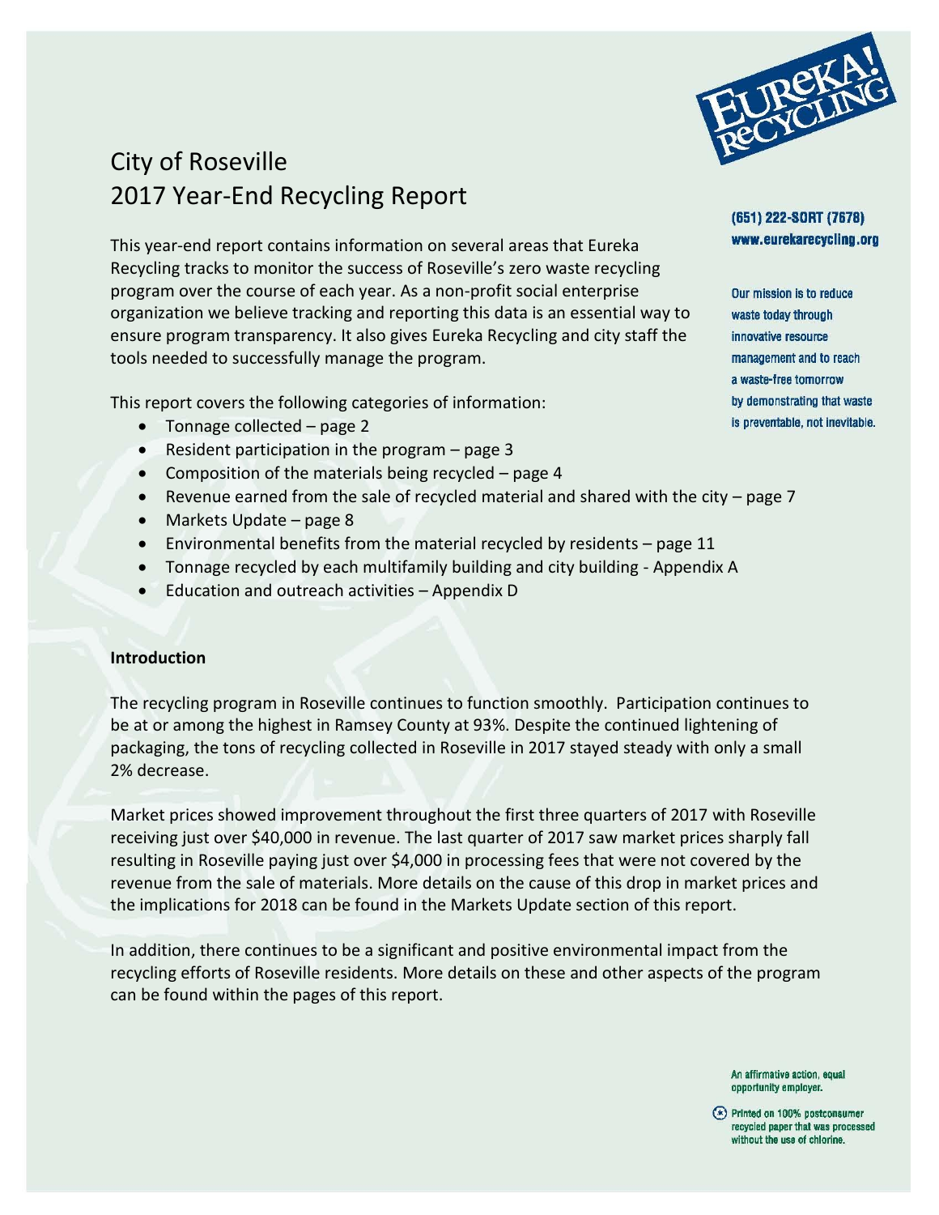# City of Roseville
# 2017 Year-End Recycling Report

(651) 222-SORT (7678)
www.eurekarecycling.org

Our mission is to reduce waste today through innovative resource management and to reach a waste-free tomorrow by demonstrating that waste is preventable, not inevitable.

This year-end report contains information on several areas that Eureka Recycling tracks to monitor the success of Roseville's zero waste recycling program over the course of each year. As a non-profit social enterprise organization we believe tracking and reporting this data is an essential way to ensure program transparency. It also gives Eureka Recycling and city staff the tools needed to successfully manage the program.

This report covers the following categories of information:

- Tonnage collected – page 2
- Resident participation in the program – page 3
- Composition of the materials being recycled – page 4
- Revenue earned from the sale of recycled material and shared with the city – page 7
- Markets Update – page 8
- Environmental benefits from the material recycled by residents – page 11
- Tonnage recycled by each multifamily building and city building - Appendix A
- Education and outreach activities – Appendix D

**Introduction**

The recycling program in Roseville continues to function smoothly. Participation continues to be at or among the highest in Ramsey County at 93%. Despite the continued lightening of packaging, the tons of recycling collected in Roseville in 2017 stayed steady with only a small 2% decrease.

Market prices showed improvement throughout the first three quarters of 2017 with Roseville receiving just over $40,000 in revenue. The last quarter of 2017 saw market prices sharply fall resulting in Roseville paying just over $4,000 in processing fees that were not covered by the revenue from the sale of materials. More details on the cause of this drop in market prices and the implications for 2018 can be found in the Markets Update section of this report.

In addition, there continues to be a significant and positive environmental impact from the recycling efforts of Roseville residents. More details on these and other aspects of the program can be found within the pages of this report.

An affirmative action, equal opportunity employer.

Printed on 100% postconsumer recycled paper that was processed without the use of chlorine.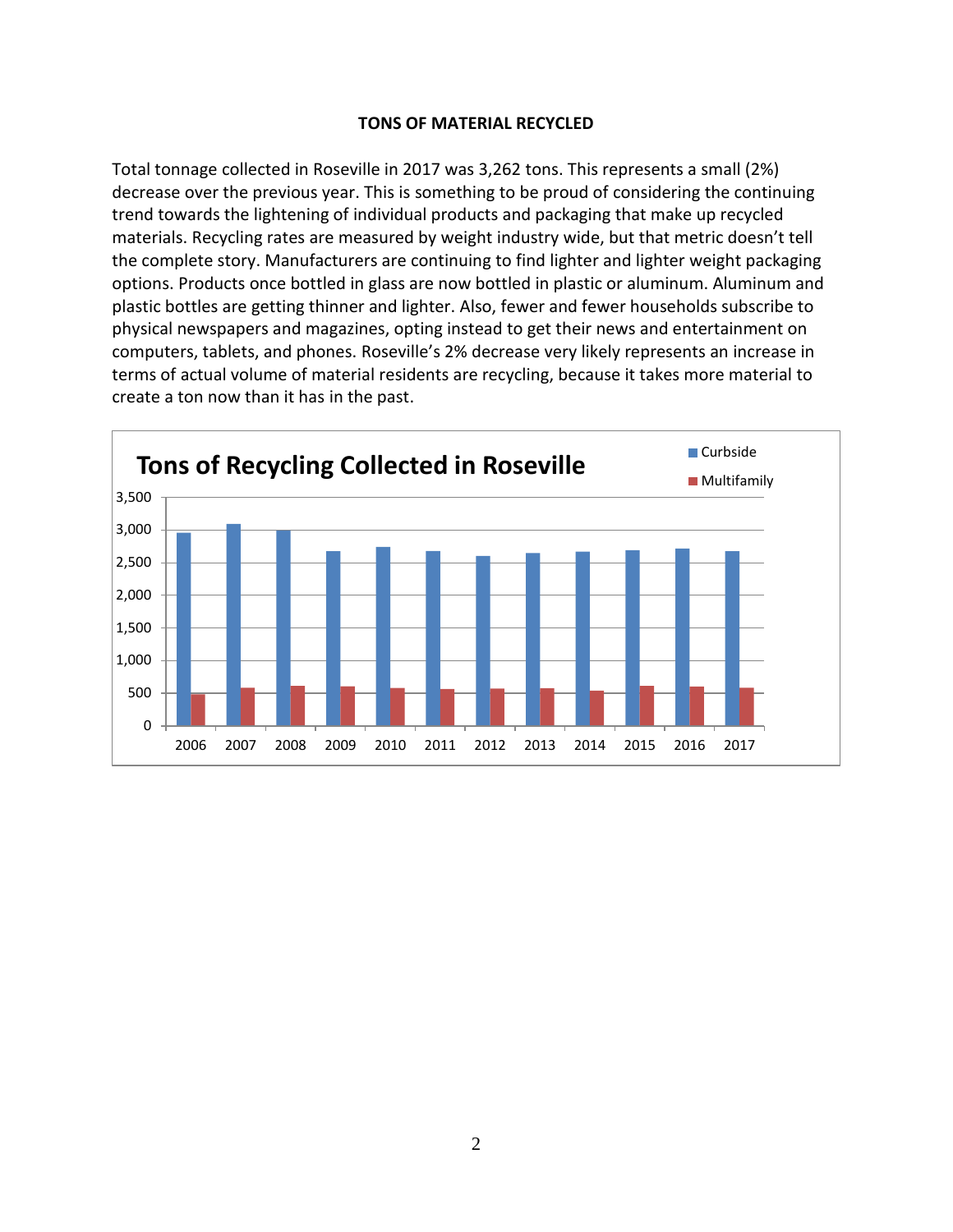**TONS OF MATERIAL RECYCLED**

Total tonnage collected in Roseville in 2017 was 3,262 tons. This represents a small (2%) decrease over the previous year. This is something to be proud of considering the continuing trend towards the lightening of individual products and packaging that make up recycled materials. Recycling rates are measured by weight industry wide, but that metric doesn't tell the complete story. Manufacturers are continuing to find lighter and lighter weight packaging options. Products once bottled in glass are now bottled in plastic or aluminum. Aluminum and plastic bottles are getting thinner and lighter. Also, fewer and fewer households subscribe to physical newspapers and magazines, opting instead to get their news and entertainment on computers, tablets, and phones. Roseville's 2% decrease very likely represents an increase in terms of actual volume of material residents are recycling, because it takes more material to create a ton now than it has in the past.

Tons of Recycling Collected in Roseville

Curbside
Multifamily

3,500
3,000
2,500
2,000
1,500
1,000
500
0

2006 2007 2008 2009 2010 2011 2012 2013 2014 2015 2016 2017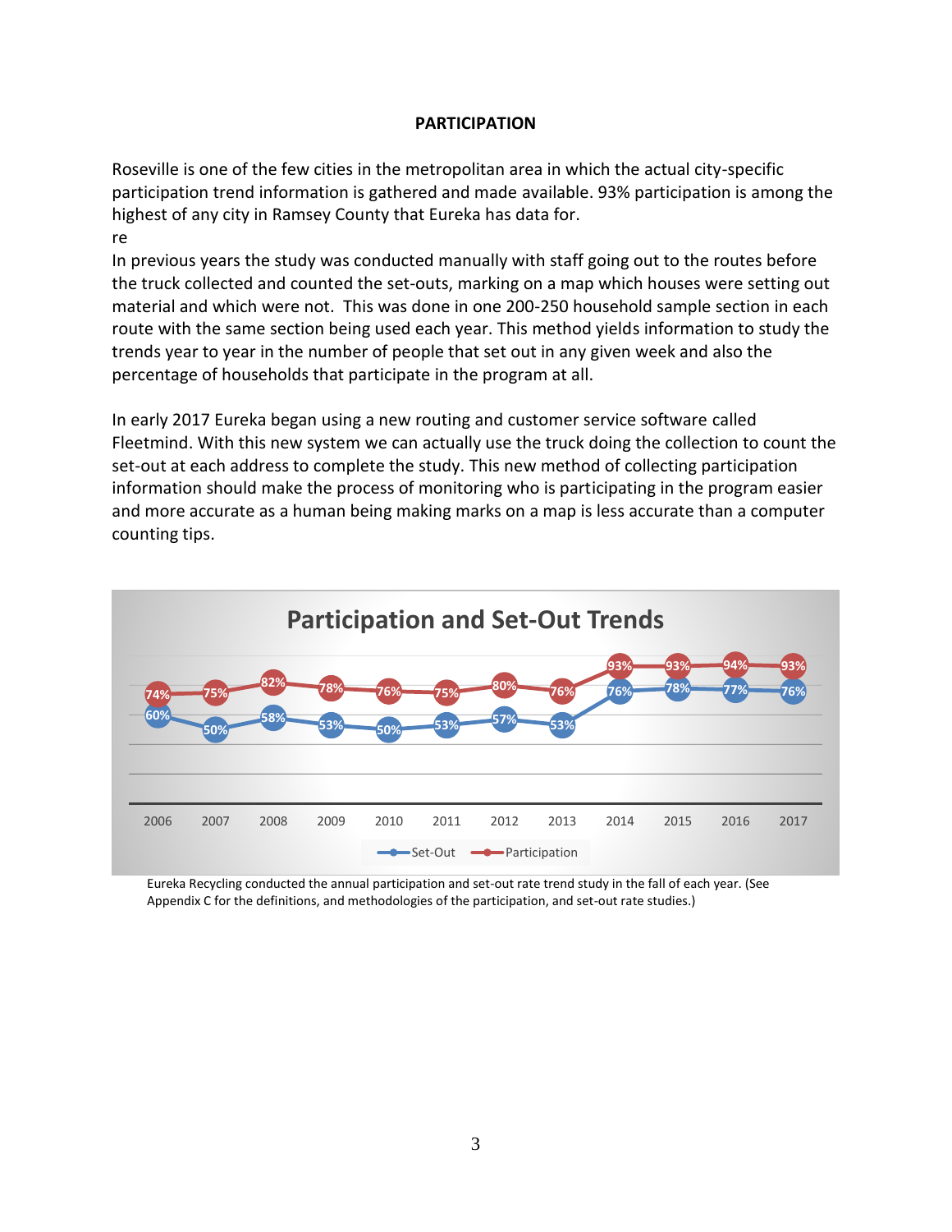**PARTICIPATION**

Roseville is one of the few cities in the metropolitan area in which the actual city-specific participation trend information is gathered and made available. 93% participation is among the highest of any city in Ramsey County that Eureka has data for.
re
In previous years the study was conducted manually with staff going out to the routes before the truck collected and counted the set-outs, marking on a map which houses were setting out material and which were not. This was done in one 200-250 household sample section in each route with the same section being used each year. This method yields information to study the trends year to year in the number of people that set out in any given week and also the percentage of households that participate in the program at all.

In early 2017 Eureka began using a new routing and customer service software called Fleetmind. With this new system we can actually use the truck doing the collection to count the set-out at each address to complete the study. This new method of collecting participation information should make the process of monitoring who is participating in the program easier and more accurate as a human being making marks on a map is less accurate than a computer counting tips.

**Participation and Set-Out Trends**

| | 2006 | 2007 | 2008 | 2009 | 2010 | 2011 | 2012 | 2013 | 2014 | 2015 | 2016 | 2017 |
|---|---|---|---|---|---|---|---|---|---|---|---|---|
| Set-Out | 60% | 50% | 58% | 53% | 50% | 53% | 57% | 53% | 76% | 78% | 77% | 76% |
| Participation | 74% | 75% | 82% | 78% | 76% | 75% | 80% | 76% | 93% | 93% | 94% | 93% |

Eureka Recycling conducted the annual participation and set-out rate trend study in the fall of each year. (See Appendix C for the definitions, and methodologies of the participation, and set-out rate studies.)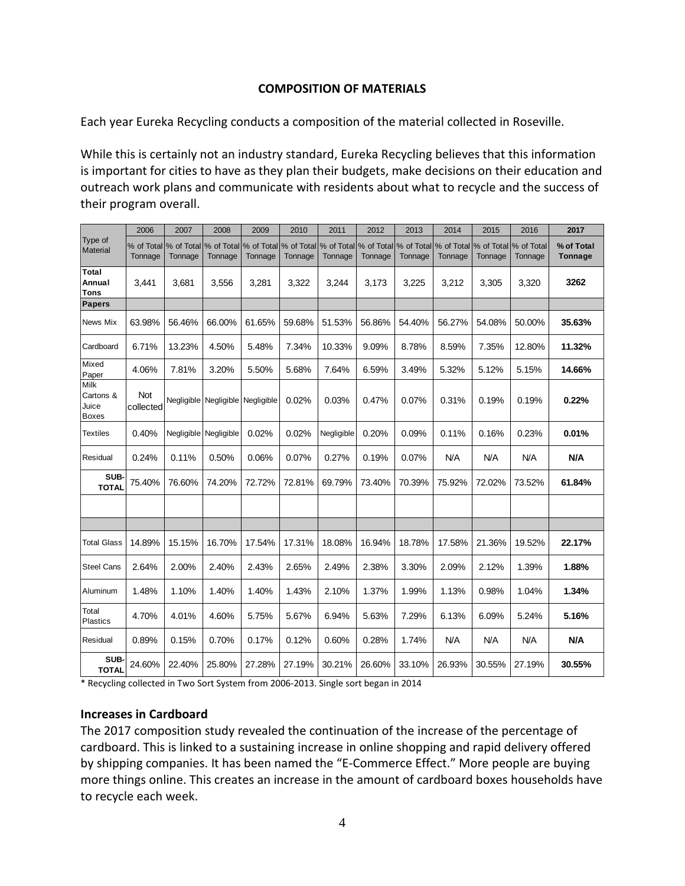**COMPOSITION OF MATERIALS**

Each year Eureka Recycling conducts a composition of the material collected in Roseville.

While this is certainly not an industry standard, Eureka Recycling believes that this information is important for cities to have as they plan their budgets, make decisions on their education and outreach work plans and communicate with residents about what to recycle and the success of their program overall.

| Type of Material | 2006 | 2007 | 2008 | 2009 | 2010 | 2011 | 2012 | 2013 | 2014 | 2015 | 2016 | **2017** |
|---|---|---|---|---|---|---|---|---|---|---|---|---|
| | % of Total Tonnage | % of Total Tonnage | % of Total Tonnage | % of Total Tonnage | % of Total Tonnage | % of Total Tonnage | % of Total Tonnage | % of Total Tonnage | % of Total Tonnage | % of Total Tonnage | % of Total Tonnage | **% of Total Tonnage** |
| **Total Annual Tons** | 3,441 | 3,681 | 3,556 | 3,281 | 3,322 | 3,244 | 3,173 | 3,225 | 3,212 | 3,305 | 3,320 | **3262** |
| **Papers** | | | | | | | | | | | | |
| News Mix | 63.98% | 56.46% | 66.00% | 61.65% | 59.68% | 51.53% | 56.86% | 54.40% | 56.27% | 54.08% | 50.00% | **35.63%** |
| Cardboard | 6.71% | 13.23% | 4.50% | 5.48% | 7.34% | 10.33% | 9.09% | 8.78% | 8.59% | 7.35% | 12.80% | **11.32%** |
| Mixed Paper | 4.06% | 7.81% | 3.20% | 5.50% | 5.68% | 7.64% | 6.59% | 3.49% | 5.32% | 5.12% | 5.15% | **14.66%** |
| Milk Cartons & Juice Boxes | Not collected | Negligible | Negligible | Negligible | 0.02% | 0.03% | 0.47% | 0.07% | 0.31% | 0.19% | 0.19% | **0.22%** |
| Textiles | 0.40% | Negligible | Negligible | 0.02% | 0.02% | Negligible | 0.20% | 0.09% | 0.11% | 0.16% | 0.23% | **0.01%** |
| Residual | 0.24% | 0.11% | 0.50% | 0.06% | 0.07% | 0.27% | 0.19% | 0.07% | N/A | N/A | N/A | **N/A** |
| **SUB-TOTAL** | 75.40% | 76.60% | 74.20% | 72.72% | 72.81% | 69.79% | 73.40% | 70.39% | 75.92% | 72.02% | 73.52% | **61.84%** |
| | | | | | | | | | | | | |
| | | | | | | | | | | | | |
| Total Glass | 14.89% | 15.15% | 16.70% | 17.54% | 17.31% | 18.08% | 16.94% | 18.78% | 17.58% | 21.36% | 19.52% | **22.17%** |
| Steel Cans | 2.64% | 2.00% | 2.40% | 2.43% | 2.65% | 2.49% | 2.38% | 3.30% | 2.09% | 2.12% | 1.39% | **1.88%** |
| Aluminum | 1.48% | 1.10% | 1.40% | 1.40% | 1.43% | 2.10% | 1.37% | 1.99% | 1.13% | 0.98% | 1.04% | **1.34%** |
| Total Plastics | 4.70% | 4.01% | 4.60% | 5.75% | 5.67% | 6.94% | 5.63% | 7.29% | 6.13% | 6.09% | 5.24% | **5.16%** |
| Residual | 0.89% | 0.15% | 0.70% | 0.17% | 0.12% | 0.60% | 0.28% | 1.74% | N/A | N/A | N/A | **N/A** |
| **SUB-TOTAL** | 24.60% | 22.40% | 25.80% | 27.28% | 27.19% | 30.21% | 26.60% | 33.10% | 26.93% | 30.55% | 27.19% | **30.55%** |

\* Recycling collected in Two Sort System from 2006-2013. Single sort began in 2014

### Increases in Cardboard

The 2017 composition study revealed the continuation of the increase of the percentage of cardboard. This is linked to a sustaining increase in online shopping and rapid delivery offered by shipping companies. It has been named the "E-Commerce Effect." More people are buying more things online. This creates an increase in the amount of cardboard boxes households have to recycle each week.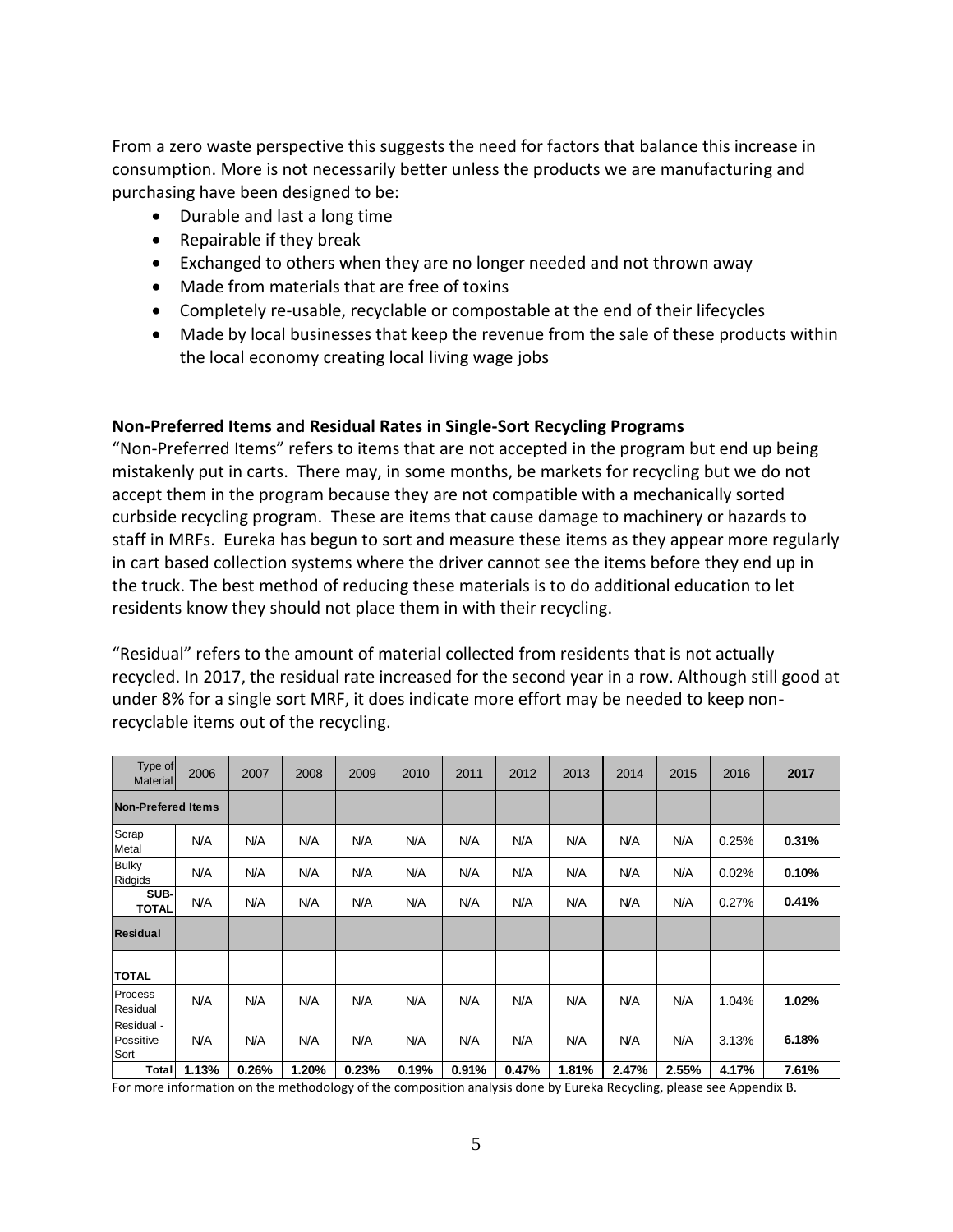From a zero waste perspective this suggests the need for factors that balance this increase in consumption. More is not necessarily better unless the products we are manufacturing and purchasing have been designed to be:

- Durable and last a long time
- Repairable if they break
- Exchanged to others when they are no longer needed and not thrown away
- Made from materials that are free of toxins
- Completely re-usable, recyclable or compostable at the end of their lifecycles
- Made by local businesses that keep the revenue from the sale of these products within the local economy creating local living wage jobs

**Non-Preferred Items and Residual Rates in Single-Sort Recycling Programs**

"Non-Preferred Items" refers to items that are not accepted in the program but end up being mistakenly put in carts. There may, in some months, be markets for recycling but we do not accept them in the program because they are not compatible with a mechanically sorted curbside recycling program. These are items that cause damage to machinery or hazards to staff in MRFs. Eureka has begun to sort and measure these items as they appear more regularly in cart based collection systems where the driver cannot see the items before they end up in the truck. The best method of reducing these materials is to do additional education to let residents know they should not place them in with their recycling.

"Residual" refers to the amount of material collected from residents that is not actually recycled. In 2017, the residual rate increased for the second year in a row. Although still good at under 8% for a single sort MRF, it does indicate more effort may be needed to keep non-recyclable items out of the recycling.

| Type of Material | 2006 | 2007 | 2008 | 2009 | 2010 | 2011 | 2012 | 2013 | 2014 | 2015 | 2016 | **2017** |
|---|---|---|---|---|---|---|---|---|---|---|---|---|
| **Non-Prefered Items** | | | | | | | | | | | | |
| Scrap Metal | N/A | N/A | N/A | N/A | N/A | N/A | N/A | N/A | N/A | N/A | 0.25% | **0.31%** |
| Bulky Ridgids | N/A | N/A | N/A | N/A | N/A | N/A | N/A | N/A | N/A | N/A | 0.02% | **0.10%** |
| **SUB-TOTAL** | N/A | N/A | N/A | N/A | N/A | N/A | N/A | N/A | N/A | N/A | 0.27% | **0.41%** |
| **Residual** | | | | | | | | | | | | |
| **TOTAL** | | | | | | | | | | | | |
| Process Residual | N/A | N/A | N/A | N/A | N/A | N/A | N/A | N/A | N/A | N/A | 1.04% | **1.02%** |
| Residual - Possitive Sort | N/A | N/A | N/A | N/A | N/A | N/A | N/A | N/A | N/A | N/A | 3.13% | **6.18%** |
| **Total** | **1.13%** | **0.26%** | **1.20%** | **0.23%** | **0.19%** | **0.91%** | **0.47%** | **1.81%** | **2.47%** | **2.55%** | **4.17%** | **7.61%** |

For more information on the methodology of the composition analysis done by Eureka Recycling, please see Appendix B.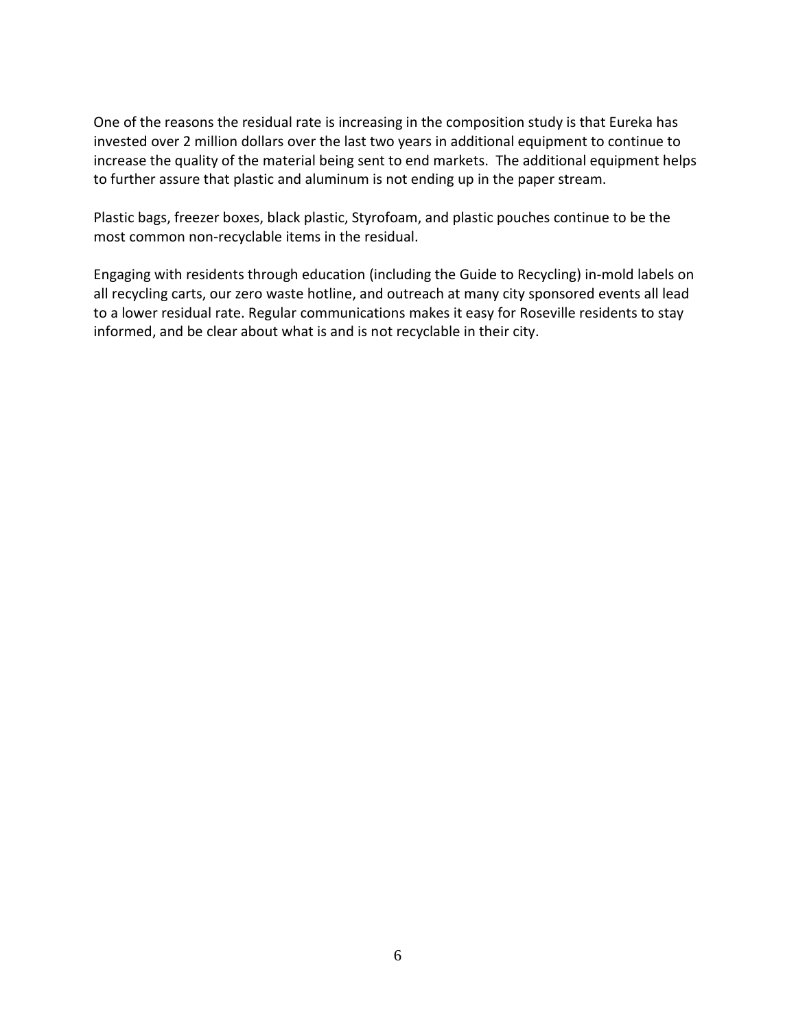One of the reasons the residual rate is increasing in the composition study is that Eureka has invested over 2 million dollars over the last two years in additional equipment to continue to increase the quality of the material being sent to end markets. The additional equipment helps to further assure that plastic and aluminum is not ending up in the paper stream.

Plastic bags, freezer boxes, black plastic, Styrofoam, and plastic pouches continue to be the most common non-recyclable items in the residual.

Engaging with residents through education (including the Guide to Recycling) in-mold labels on all recycling carts, our zero waste hotline, and outreach at many city sponsored events all lead to a lower residual rate. Regular communications makes it easy for Roseville residents to stay informed, and be clear about what is and is not recyclable in their city.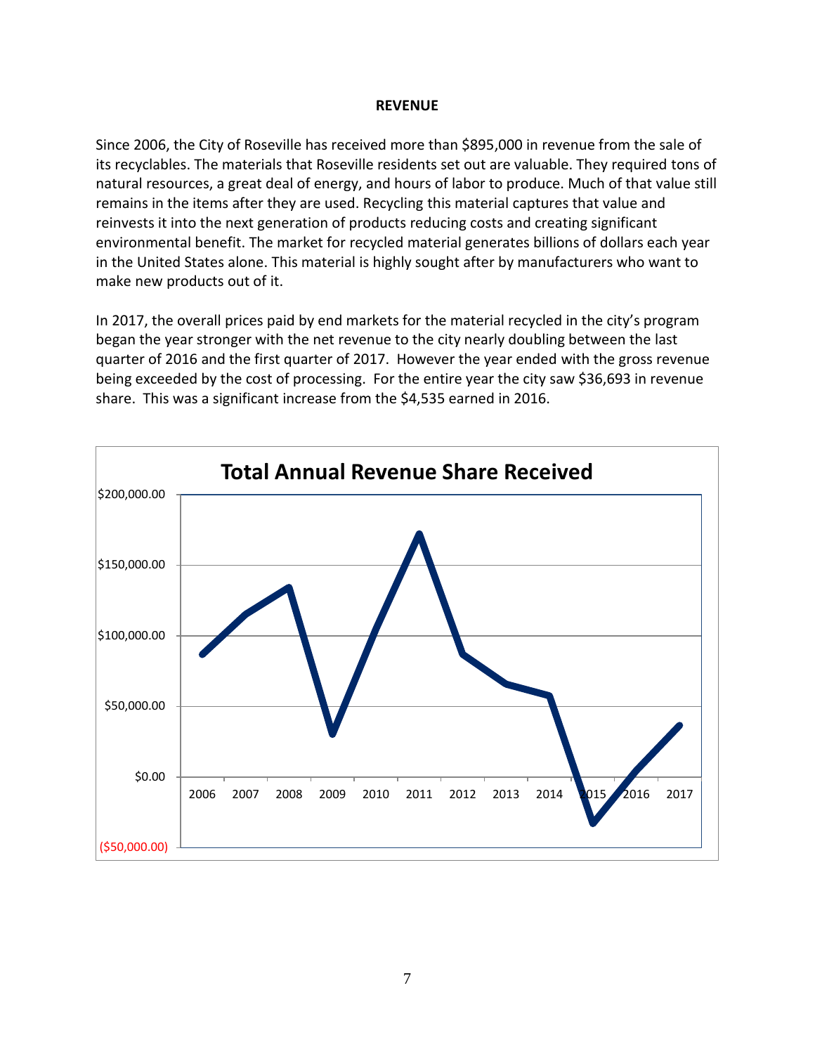# REVENUE

Since 2006, the City of Roseville has received more than $895,000 in revenue from the sale of its recyclables. The materials that Roseville residents set out are valuable. They required tons of natural resources, a great deal of energy, and hours of labor to produce. Much of that value still remains in the items after they are used. Recycling this material captures that value and reinvests it into the next generation of products reducing costs and creating significant environmental benefit. The market for recycled material generates billions of dollars each year in the United States alone. This material is highly sought after by manufacturers who want to make new products out of it.

In 2017, the overall prices paid by end markets for the material recycled in the city's program began the year stronger with the net revenue to the city nearly doubling between the last quarter of 2016 and the first quarter of 2017. However the year ended with the gross revenue being exceeded by the cost of processing. For the entire year the city saw $36,693 in revenue share. This was a significant increase from the $4,535 earned in 2016.

Total Annual Revenue Share Received

$200,000.00
$150,000.00
$100,000.00
$50,000.00
$0.00
($50,000.00)

2006 2007 2008 2009 2010 2011 2012 2013 2014 2015 2016 2017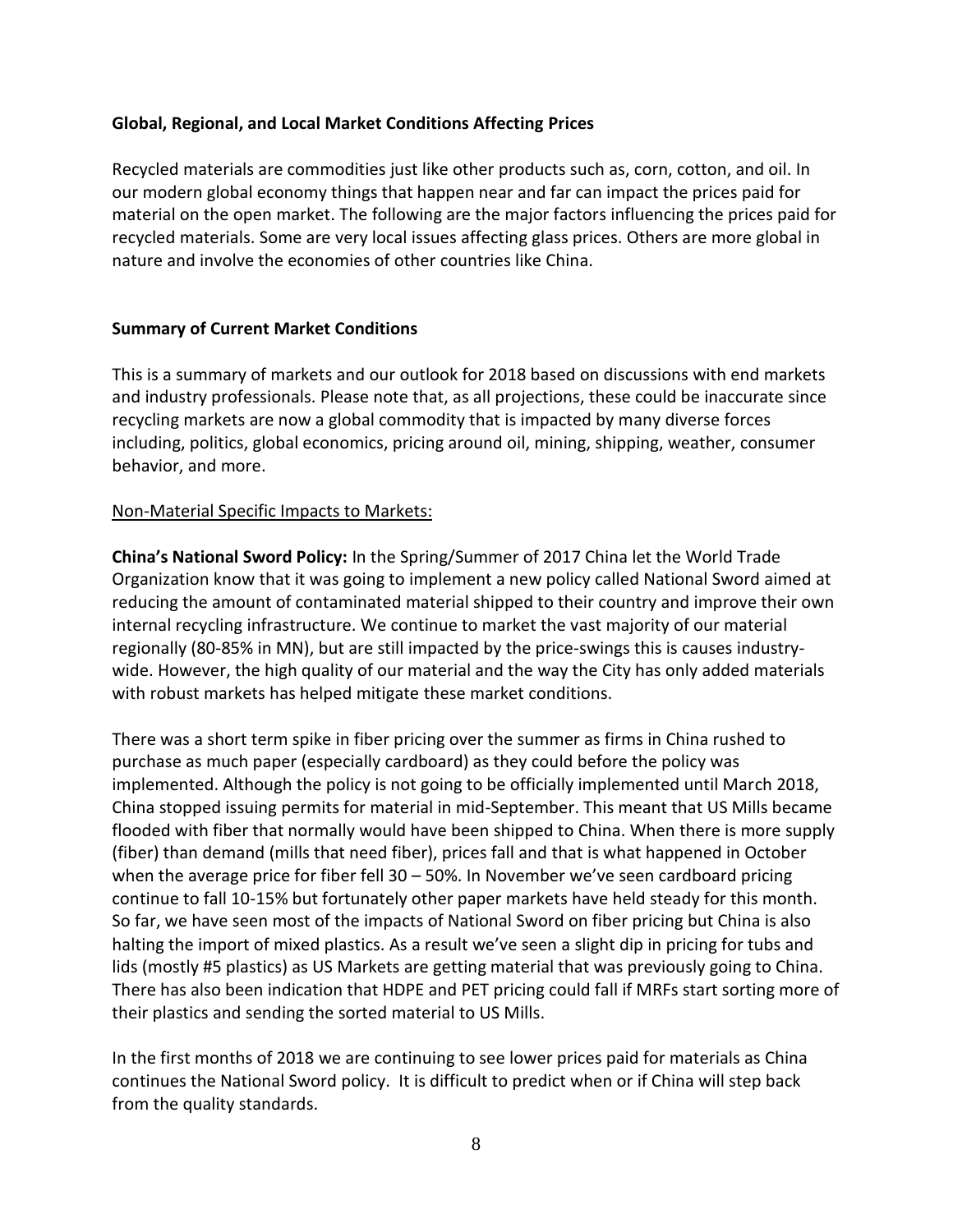**Global, Regional, and Local Market Conditions Affecting Prices**

Recycled materials are commodities just like other products such as, corn, cotton, and oil. In our modern global economy things that happen near and far can impact the prices paid for material on the open market. The following are the major factors influencing the prices paid for recycled materials. Some are very local issues affecting glass prices. Others are more global in nature and involve the economies of other countries like China.

**Summary of Current Market Conditions**

This is a summary of markets and our outlook for 2018 based on discussions with end markets and industry professionals. Please note that, as all projections, these could be inaccurate since recycling markets are now a global commodity that is impacted by many diverse forces including, politics, global economics, pricing around oil, mining, shipping, weather, consumer behavior, and more.

<u>Non-Material Specific Impacts to Markets:</u>

**China's National Sword Policy:** In the Spring/Summer of 2017 China let the World Trade Organization know that it was going to implement a new policy called National Sword aimed at reducing the amount of contaminated material shipped to their country and improve their own internal recycling infrastructure. We continue to market the vast majority of our material regionally (80-85% in MN), but are still impacted by the price-swings this is causes industry-wide. However, the high quality of our material and the way the City has only added materials with robust markets has helped mitigate these market conditions.

There was a short term spike in fiber pricing over the summer as firms in China rushed to purchase as much paper (especially cardboard) as they could before the policy was implemented. Although the policy is not going to be officially implemented until March 2018, China stopped issuing permits for material in mid-September. This meant that US Mills became flooded with fiber that normally would have been shipped to China. When there is more supply (fiber) than demand (mills that need fiber), prices fall and that is what happened in October when the average price for fiber fell 30 – 50%. In November we've seen cardboard pricing continue to fall 10-15% but fortunately other paper markets have held steady for this month. So far, we have seen most of the impacts of National Sword on fiber pricing but China is also halting the import of mixed plastics. As a result we've seen a slight dip in pricing for tubs and lids (mostly #5 plastics) as US Markets are getting material that was previously going to China. There has also been indication that HDPE and PET pricing could fall if MRFs start sorting more of their plastics and sending the sorted material to US Mills.

In the first months of 2018 we are continuing to see lower prices paid for materials as China continues the National Sword policy. It is difficult to predict when or if China will step back from the quality standards.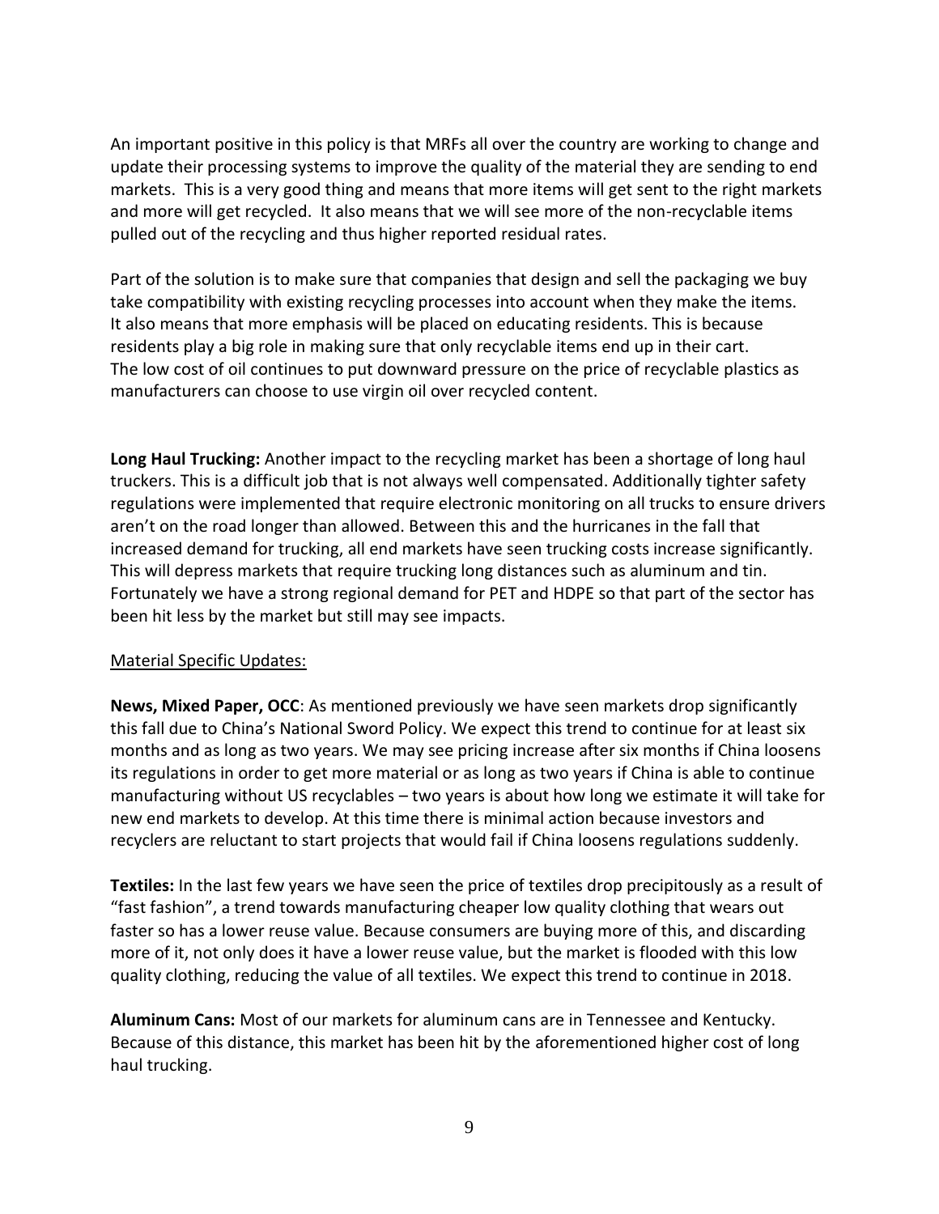An important positive in this policy is that MRFs all over the country are working to change and update their processing systems to improve the quality of the material they are sending to end markets. This is a very good thing and means that more items will get sent to the right markets and more will get recycled. It also means that we will see more of the non-recyclable items pulled out of the recycling and thus higher reported residual rates.

Part of the solution is to make sure that companies that design and sell the packaging we buy take compatibility with existing recycling processes into account when they make the items. It also means that more emphasis will be placed on educating residents. This is because residents play a big role in making sure that only recyclable items end up in their cart. The low cost of oil continues to put downward pressure on the price of recyclable plastics as manufacturers can choose to use virgin oil over recycled content.

**Long Haul Trucking:** Another impact to the recycling market has been a shortage of long haul truckers. This is a difficult job that is not always well compensated. Additionally tighter safety regulations were implemented that require electronic monitoring on all trucks to ensure drivers aren't on the road longer than allowed. Between this and the hurricanes in the fall that increased demand for trucking, all end markets have seen trucking costs increase significantly. This will depress markets that require trucking long distances such as aluminum and tin. Fortunately we have a strong regional demand for PET and HDPE so that part of the sector has been hit less by the market but still may see impacts.

<u>Material Specific Updates:</u>

**News, Mixed Paper, OCC**: As mentioned previously we have seen markets drop significantly this fall due to China's National Sword Policy. We expect this trend to continue for at least six months and as long as two years. We may see pricing increase after six months if China loosens its regulations in order to get more material or as long as two years if China is able to continue manufacturing without US recyclables – two years is about how long we estimate it will take for new end markets to develop. At this time there is minimal action because investors and recyclers are reluctant to start projects that would fail if China loosens regulations suddenly.

**Textiles:** In the last few years we have seen the price of textiles drop precipitously as a result of "fast fashion", a trend towards manufacturing cheaper low quality clothing that wears out faster so has a lower reuse value. Because consumers are buying more of this, and discarding more of it, not only does it have a lower reuse value, but the market is flooded with this low quality clothing, reducing the value of all textiles. We expect this trend to continue in 2018.

**Aluminum Cans:** Most of our markets for aluminum cans are in Tennessee and Kentucky. Because of this distance, this market has been hit by the aforementioned higher cost of long haul trucking.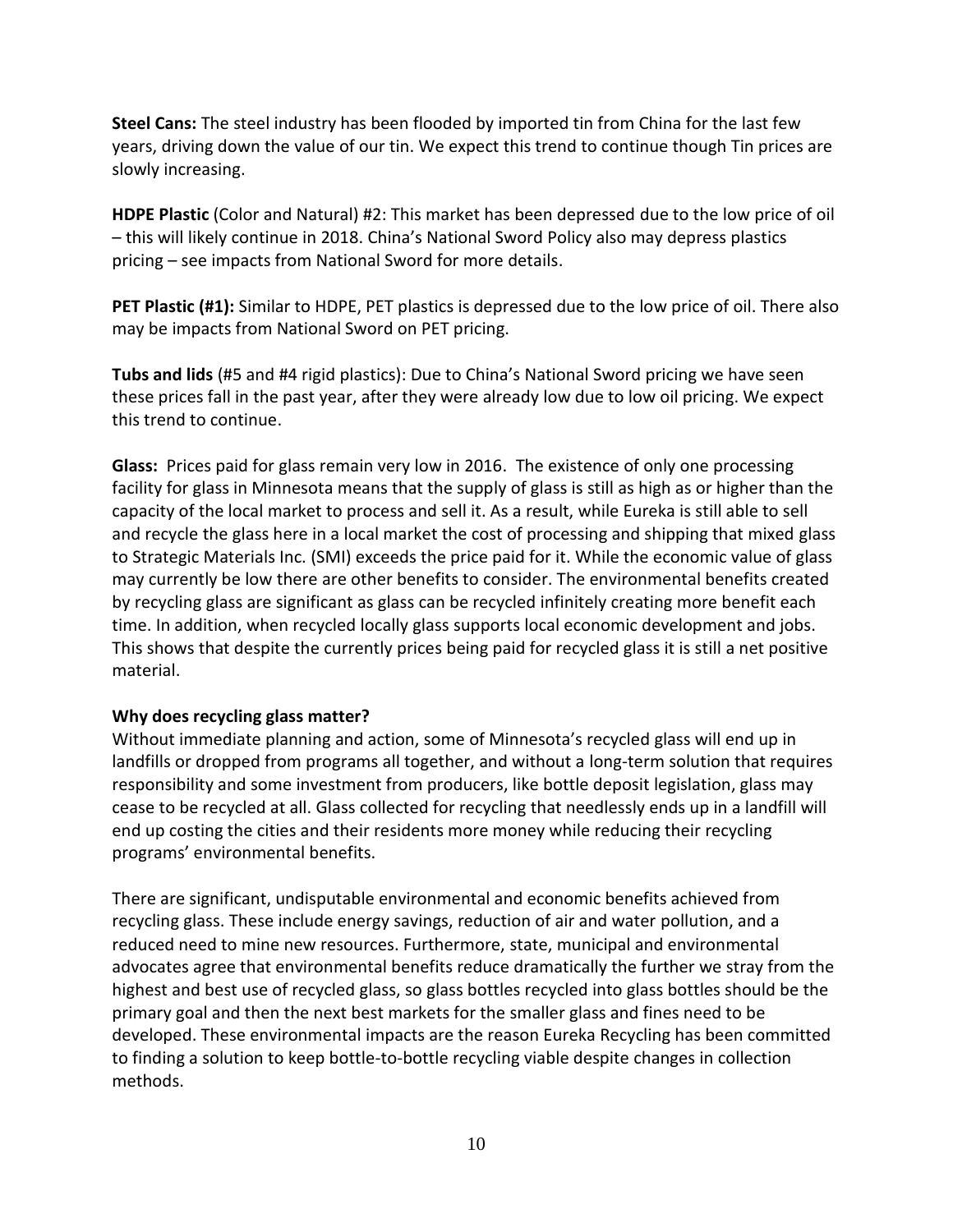**Steel Cans:** The steel industry has been flooded by imported tin from China for the last few years, driving down the value of our tin. We expect this trend to continue though Tin prices are slowly increasing.

**HDPE Plastic** (Color and Natural) #2: This market has been depressed due to the low price of oil – this will likely continue in 2018. China's National Sword Policy also may depress plastics pricing – see impacts from National Sword for more details.

**PET Plastic (#1):** Similar to HDPE, PET plastics is depressed due to the low price of oil. There also may be impacts from National Sword on PET pricing.

**Tubs and lids** (#5 and #4 rigid plastics): Due to China's National Sword pricing we have seen these prices fall in the past year, after they were already low due to low oil pricing. We expect this trend to continue.

**Glass:** Prices paid for glass remain very low in 2016. The existence of only one processing facility for glass in Minnesota means that the supply of glass is still as high as or higher than the capacity of the local market to process and sell it. As a result, while Eureka is still able to sell and recycle the glass here in a local market the cost of processing and shipping that mixed glass to Strategic Materials Inc. (SMI) exceeds the price paid for it. While the economic value of glass may currently be low there are other benefits to consider. The environmental benefits created by recycling glass are significant as glass can be recycled infinitely creating more benefit each time. In addition, when recycled locally glass supports local economic development and jobs. This shows that despite the currently prices being paid for recycled glass it is still a net positive material.

**Why does recycling glass matter?**

Without immediate planning and action, some of Minnesota's recycled glass will end up in landfills or dropped from programs all together, and without a long-term solution that requires responsibility and some investment from producers, like bottle deposit legislation, glass may cease to be recycled at all. Glass collected for recycling that needlessly ends up in a landfill will end up costing the cities and their residents more money while reducing their recycling programs' environmental benefits.

There are significant, undisputable environmental and economic benefits achieved from recycling glass. These include energy savings, reduction of air and water pollution, and a reduced need to mine new resources. Furthermore, state, municipal and environmental advocates agree that environmental benefits reduce dramatically the further we stray from the highest and best use of recycled glass, so glass bottles recycled into glass bottles should be the primary goal and then the next best markets for the smaller glass and fines need to be developed. These environmental impacts are the reason Eureka Recycling has been committed to finding a solution to keep bottle-to-bottle recycling viable despite changes in collection methods.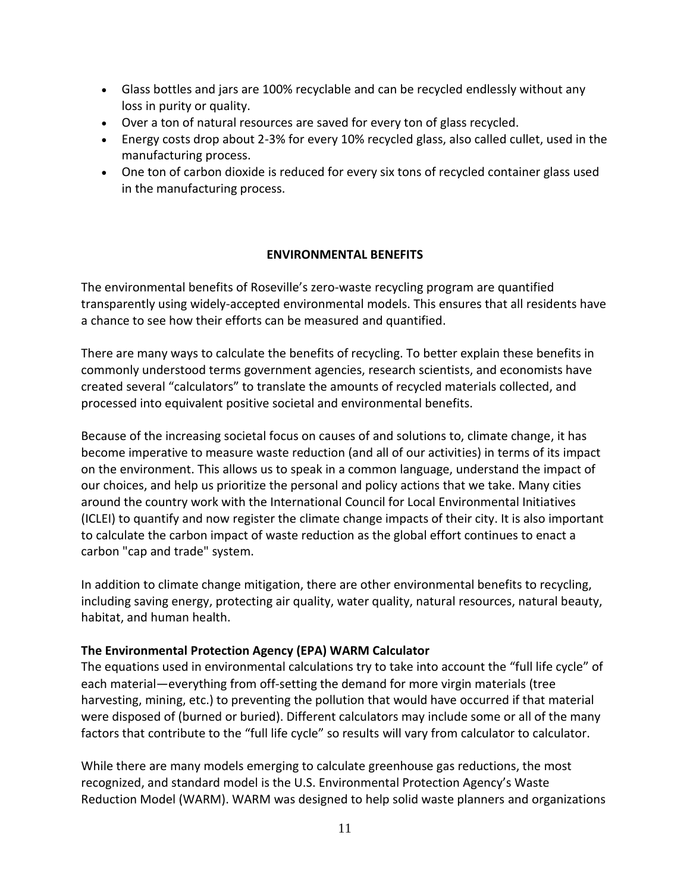- Glass bottles and jars are 100% recyclable and can be recycled endlessly without any loss in purity or quality.
- Over a ton of natural resources are saved for every ton of glass recycled.
- Energy costs drop about 2-3% for every 10% recycled glass, also called cullet, used in the manufacturing process.
- One ton of carbon dioxide is reduced for every six tons of recycled container glass used in the manufacturing process.

## ENVIRONMENTAL BENEFITS

The environmental benefits of Roseville's zero-waste recycling program are quantified transparently using widely-accepted environmental models. This ensures that all residents have a chance to see how their efforts can be measured and quantified.

There are many ways to calculate the benefits of recycling. To better explain these benefits in commonly understood terms government agencies, research scientists, and economists have created several "calculators" to translate the amounts of recycled materials collected, and processed into equivalent positive societal and environmental benefits.

Because of the increasing societal focus on causes of and solutions to, climate change, it has become imperative to measure waste reduction (and all of our activities) in terms of its impact on the environment. This allows us to speak in a common language, understand the impact of our choices, and help us prioritize the personal and policy actions that we take. Many cities around the country work with the International Council for Local Environmental Initiatives (ICLEI) to quantify and now register the climate change impacts of their city. It is also important to calculate the carbon impact of waste reduction as the global effort continues to enact a carbon "cap and trade" system.

In addition to climate change mitigation, there are other environmental benefits to recycling, including saving energy, protecting air quality, water quality, natural resources, natural beauty, habitat, and human health.

### The Environmental Protection Agency (EPA) WARM Calculator

The equations used in environmental calculations try to take into account the "full life cycle" of each material—everything from off-setting the demand for more virgin materials (tree harvesting, mining, etc.) to preventing the pollution that would have occurred if that material were disposed of (burned or buried). Different calculators may include some or all of the many factors that contribute to the "full life cycle" so results will vary from calculator to calculator.

While there are many models emerging to calculate greenhouse gas reductions, the most recognized, and standard model is the U.S. Environmental Protection Agency's Waste Reduction Model (WARM). WARM was designed to help solid waste planners and organizations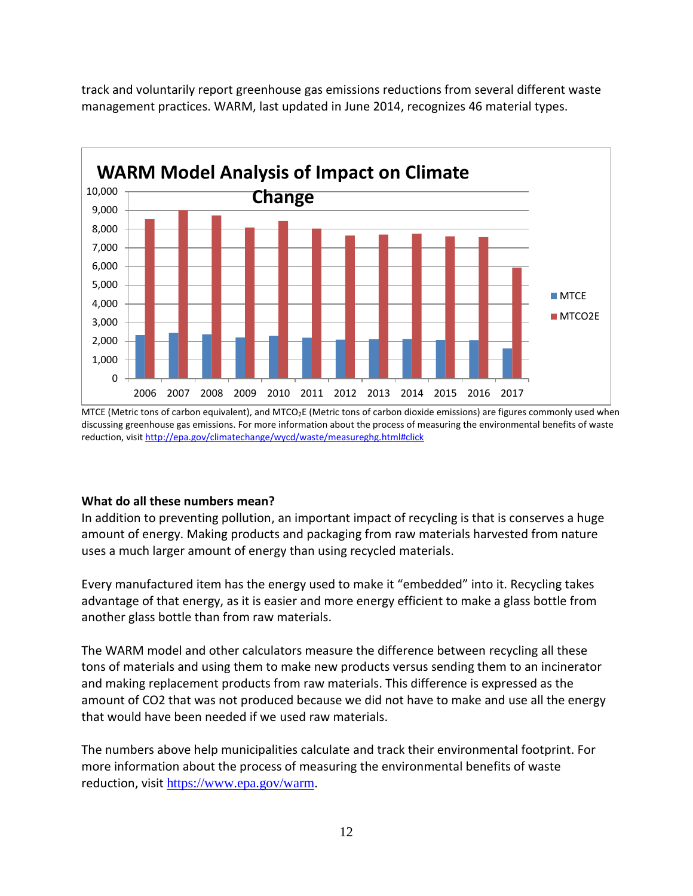track and voluntarily report greenhouse gas emissions reductions from several different waste management practices. WARM, last updated in June 2014, recognizes 46 material types.

WARM Model Analysis of Impact on Climate Change

10,000
9,000
8,000
7,000
6,000
5,000
4,000
3,000
2,000
1,000
0

2006 2007 2008 2009 2010 2011 2012 2013 2014 2015 2016 2017

MTCE
MTCO2E

MTCE (Metric tons of carbon equivalent), and $MTCO_2E$ (Metric tons of carbon dioxide emissions) are figures commonly used when discussing greenhouse gas emissions. For more information about the process of measuring the environmental benefits of waste reduction, visit http://epa.gov/climatechange/wycd/waste/measureghg.html#click

**What do all these numbers mean?**

In addition to preventing pollution, an important impact of recycling is that is conserves a huge amount of energy. Making products and packaging from raw materials harvested from nature uses a much larger amount of energy than using recycled materials.

Every manufactured item has the energy used to make it "embedded" into it. Recycling takes advantage of that energy, as it is easier and more energy efficient to make a glass bottle from another glass bottle than from raw materials.

The WARM model and other calculators measure the difference between recycling all these tons of materials and using them to make new products versus sending them to an incinerator and making replacement products from raw materials. This difference is expressed as the amount of CO2 that was not produced because we did not have to make and use all the energy that would have been needed if we used raw materials.

The numbers above help municipalities calculate and track their environmental footprint. For more information about the process of measuring the environmental benefits of waste reduction, visit https://www.epa.gov/warm.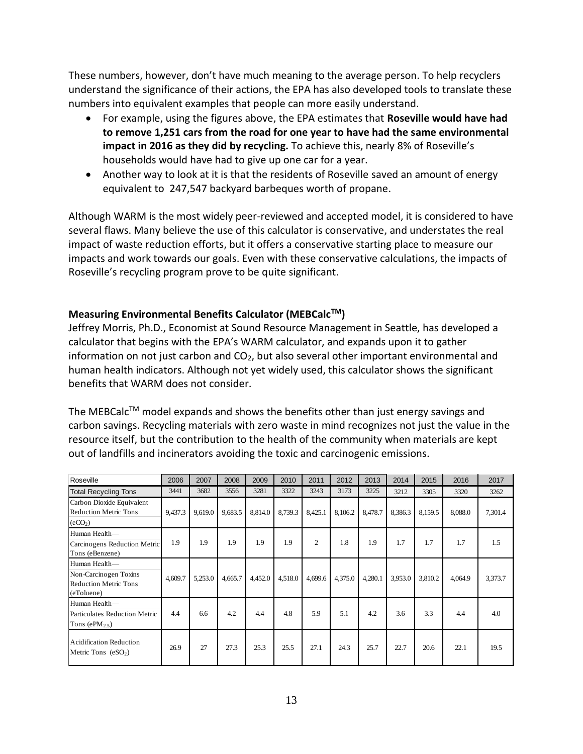These numbers, however, don't have much meaning to the average person. To help recyclers understand the significance of their actions, the EPA has also developed tools to translate these numbers into equivalent examples that people can more easily understand.

- For example, using the figures above, the EPA estimates that **Roseville would have had to remove 1,251 cars from the road for one year to have had the same environmental impact in 2016 as they did by recycling.** To achieve this, nearly 8% of Roseville's households would have had to give up one car for a year.
- Another way to look at it is that the residents of Roseville saved an amount of energy equivalent to 247,547 backyard barbeques worth of propane.

Although WARM is the most widely peer-reviewed and accepted model, it is considered to have several flaws. Many believe the use of this calculator is conservative, and understates the real impact of waste reduction efforts, but it offers a conservative starting place to measure our impacts and work towards our goals. Even with these conservative calculations, the impacts of Roseville's recycling program prove to be quite significant.

### Measuring Environmental Benefits Calculator (MEBCalc™)

Jeffrey Morris, Ph.D., Economist at Sound Resource Management in Seattle, has developed a calculator that begins with the EPA's WARM calculator, and expands upon it to gather information on not just carbon and $CO_2$, but also several other important environmental and human health indicators. Although not yet widely used, this calculator shows the significant benefits that WARM does not consider.

The MEBCalc™ model expands and shows the benefits other than just energy savings and carbon savings. Recycling materials with zero waste in mind recognizes not just the value in the resource itself, but the contribution to the health of the community when materials are kept out of landfills and incinerators avoiding the toxic and carcinogenic emissions.

| Roseville | 2006 | 2007 | 2008 | 2009 | 2010 | 2011 | 2012 | 2013 | 2014 | 2015 | 2016 | 2017 |
|---|---|---|---|---|---|---|---|---|---|---|---|---|
| Total Recycling Tons | 3441 | 3682 | 3556 | 3281 | 3322 | 3243 | 3173 | 3225 | 3212 | 3305 | 3320 | 3262 |
| Carbon Dioxide Equivalent Reduction Metric Tons ($eCO_2$) | 9,437.3 | 9,619.0 | 9,683.5 | 8,814.0 | 8,739.3 | 8,425.1 | 8,106.2 | 8,478.7 | 8,386.3 | 8,159.5 | 8,088.0 | 7,301.4 |
| Human Health— Carcinogens Reduction Metric Tons (eBenzene) | 1.9 | 1.9 | 1.9 | 1.9 | 1.9 | 2 | 1.8 | 1.9 | 1.7 | 1.7 | 1.7 | 1.5 |
| Human Health— Non-Carcinogen Toxins Reduction Metric Tons (eToluene) | 4,609.7 | 5,253.0 | 4,665.7 | 4,452.0 | 4,518.0 | 4,699.6 | 4,375.0 | 4,280.1 | 3,953.0 | 3,810.2 | 4,064.9 | 3,373.7 |
| Human Health— Particulates Reduction Metric Tons ($ePM_{2.5}$) | 4.4 | 6.6 | 4.2 | 4.4 | 4.8 | 5.9 | 5.1 | 4.2 | 3.6 | 3.3 | 4.4 | 4.0 |
| Acidification Reduction Metric Tons ($eSO_2$) | 26.9 | 27 | 27.3 | 25.3 | 25.5 | 27.1 | 24.3 | 25.7 | 22.7 | 20.6 | 22.1 | 19.5 |